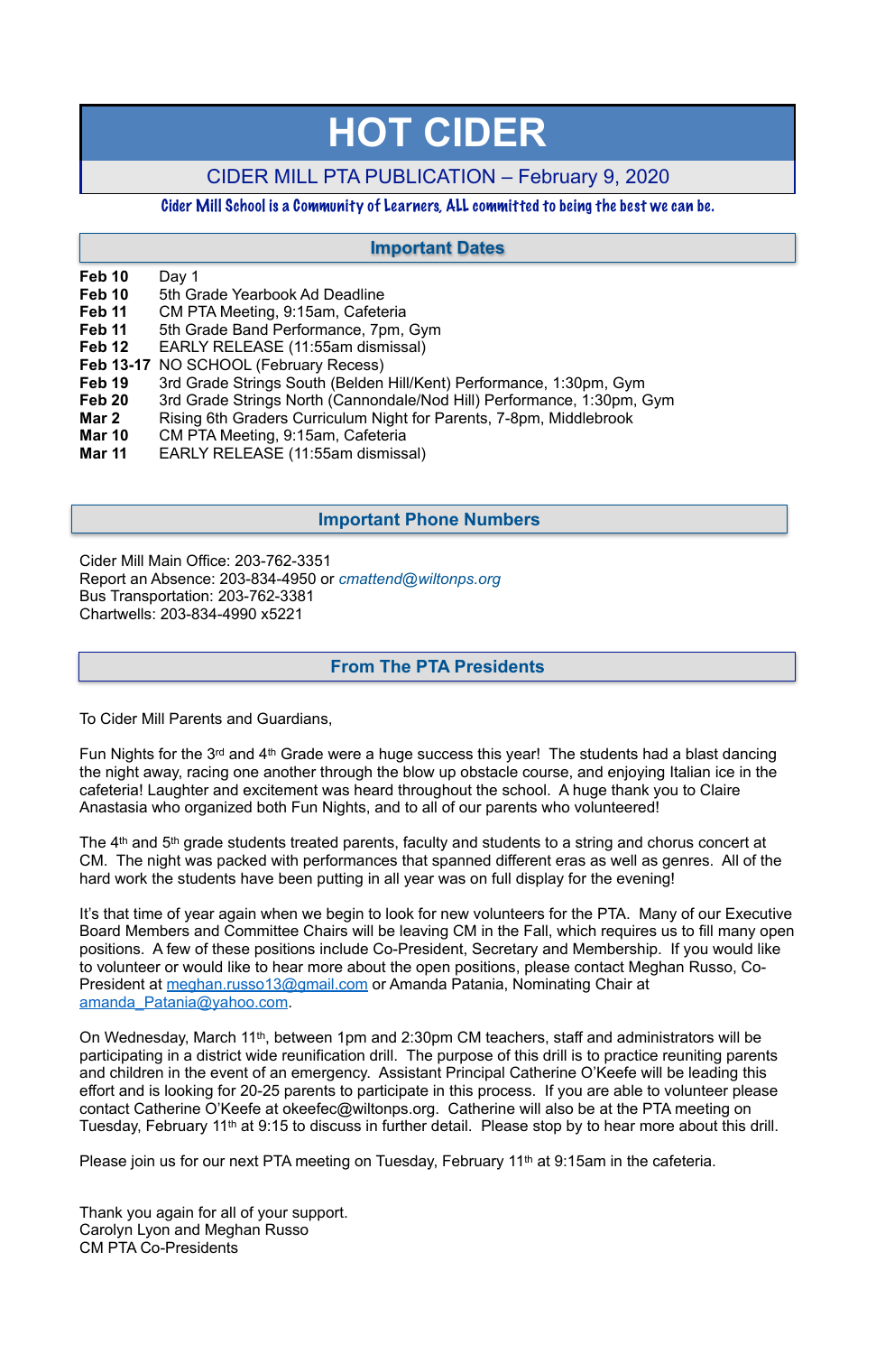# HOT CIDER

## CIDER MILL PTA PUBLICATION – February 9, 2020

Cider Mill School is a Community of Learners, ALL committed to being the best we can be.

## Important Dates

| | |
|---|---|
| **Feb 10** | Day 1 |
| **Feb 10** | 5th Grade Yearbook Ad Deadline |
| **Feb 11** | CM PTA Meeting, 9:15am, Cafeteria |
| **Feb 11** | 5th Grade Band Performance, 7pm, Gym |
| **Feb 12** | EARLY RELEASE (11:55am dismissal) |
| **Feb 13-17** | NO SCHOOL (February Recess) |
| **Feb 19** | 3rd Grade Strings South (Belden Hill/Kent) Performance, 1:30pm, Gym |
| **Feb 20** | 3rd Grade Strings North (Cannondale/Nod Hill) Performance, 1:30pm, Gym |
| **Mar 2** | Rising 6th Graders Curriculum Night for Parents, 7-8pm, Middlebrook |
| **Mar 10** | CM PTA Meeting, 9:15am, Cafeteria |
| **Mar 11** | EARLY RELEASE (11:55am dismissal) |

## Important Phone Numbers

Cider Mill Main Office: 203-762-3351
Report an Absence: 203-834-4950 or *cmattend@wiltonps.org*
Bus Transportation: 203-762-3381
Chartwells: 203-834-4990 x5221

## From The PTA Presidents

To Cider Mill Parents and Guardians,

Fun Nights for the 3rd and 4th Grade were a huge success this year! The students had a blast dancing the night away, racing one another through the blow up obstacle course, and enjoying Italian ice in the cafeteria! Laughter and excitement was heard throughout the school. A huge thank you to Claire Anastasia who organized both Fun Nights, and to all of our parents who volunteered!

The 4th and 5th grade students treated parents, faculty and students to a string and chorus concert at CM. The night was packed with performances that spanned different eras as well as genres. All of the hard work the students have been putting in all year was on full display for the evening!

It's that time of year again when we begin to look for new volunteers for the PTA. Many of our Executive Board Members and Committee Chairs will be leaving CM in the Fall, which requires us to fill many open positions. A few of these positions include Co-President, Secretary and Membership. If you would like to volunteer or would like to hear more about the open positions, please contact Meghan Russo, Co-President at meghan.russo13@gmail.com or Amanda Patania, Nominating Chair at amanda_Patania@yahoo.com.

On Wednesday, March 11th, between 1pm and 2:30pm CM teachers, staff and administrators will be participating in a district wide reunification drill. The purpose of this drill is to practice reuniting parents and children in the event of an emergency. Assistant Principal Catherine O'Keefe will be leading this effort and is looking for 20-25 parents to participate in this process. If you are able to volunteer please contact Catherine O'Keefe at okeefec@wiltonps.org. Catherine will also be at the PTA meeting on Tuesday, February 11th at 9:15 to discuss in further detail. Please stop by to hear more about this drill.

Please join us for our next PTA meeting on Tuesday, February 11th at 9:15am in the cafeteria.

Thank you again for all of your support.
Carolyn Lyon and Meghan Russo
CM PTA Co-Presidents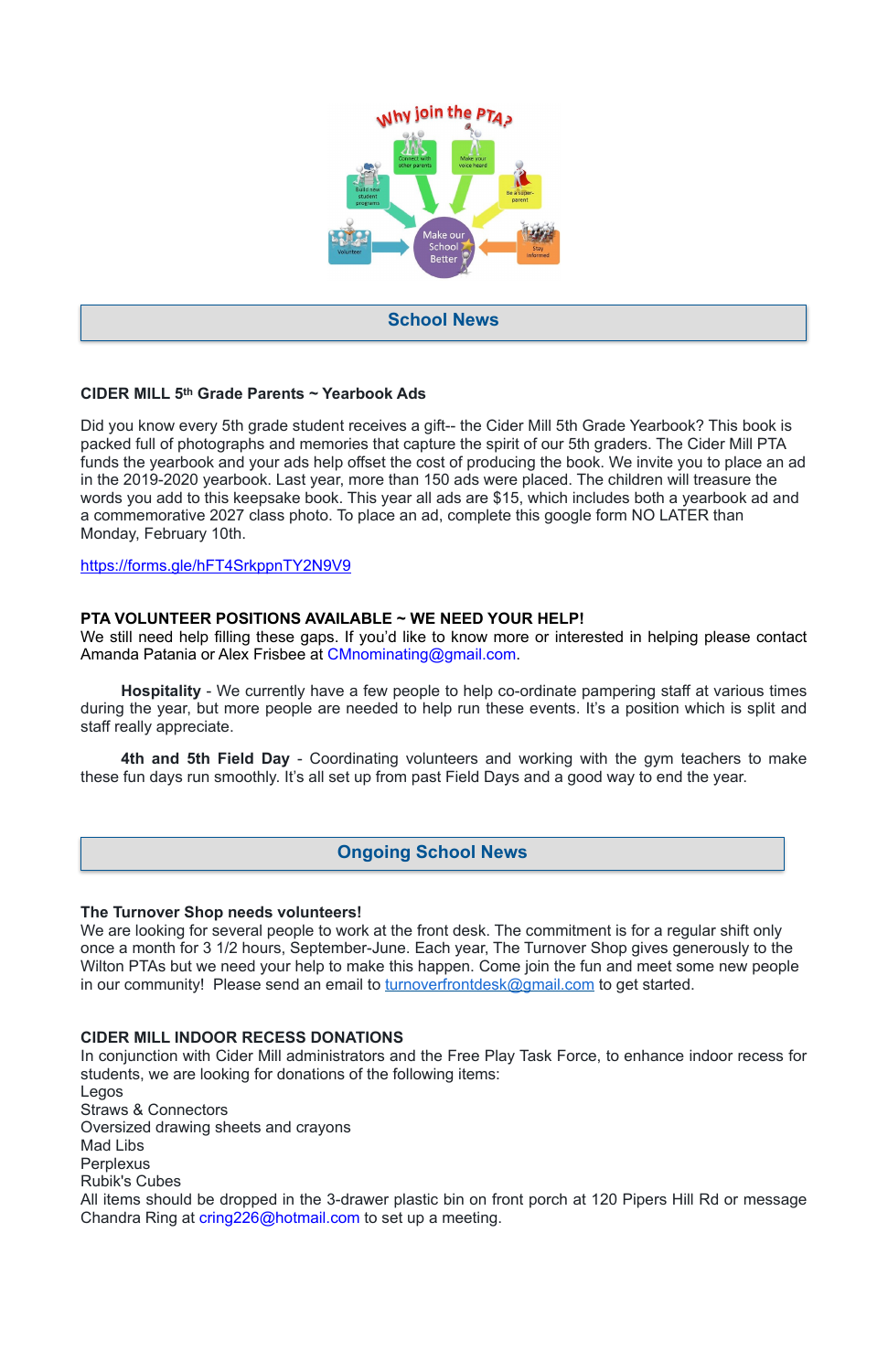## School News

**CIDER MILL 5th Grade Parents ~ Yearbook Ads**

Did you know every 5th grade student receives a gift-- the Cider Mill 5th Grade Yearbook? This book is packed full of photographs and memories that capture the spirit of our 5th graders. The Cider Mill PTA funds the yearbook and your ads help offset the cost of producing the book. We invite you to place an ad in the 2019-2020 yearbook. Last year, more than 150 ads were placed. The children will treasure the words you add to this keepsake book. This year all ads are $15, which includes both a yearbook ad and a commemorative 2027 class photo. To place an ad, complete this google form NO LATER than Monday, February 10th.

https://forms.gle/hFT4SrkppnTY2N9V9

**PTA VOLUNTEER POSITIONS AVAILABLE ~ WE NEED YOUR HELP!**

We still need help filling these gaps. If you'd like to know more or interested in helping please contact Amanda Patania or Alex Frisbee at CMnominating@gmail.com.

**Hospitality** - We currently have a few people to help co-ordinate pampering staff at various times during the year, but more people are needed to help run these events. It's a position which is split and staff really appreciate.

**4th and 5th Field Day** - Coordinating volunteers and working with the gym teachers to make these fun days run smoothly. It's all set up from past Field Days and a good way to end the year.

## Ongoing School News

**The Turnover Shop needs volunteers!**

We are looking for several people to work at the front desk. The commitment is for a regular shift only once a month for 3 1/2 hours, September-June. Each year, The Turnover Shop gives generously to the Wilton PTAs but we need your help to make this happen. Come join the fun and meet some new people in our community! Please send an email to turnoverfrontdesk@gmail.com to get started.

**CIDER MILL INDOOR RECESS DONATIONS**

In conjunction with Cider Mill administrators and the Free Play Task Force, to enhance indoor recess for students, we are looking for donations of the following items:

Legos
Straws & Connectors
Oversized drawing sheets and crayons
Mad Libs
Perplexus
Rubik's Cubes

All items should be dropped in the 3-drawer plastic bin on front porch at 120 Pipers Hill Rd or message Chandra Ring at cring226@hotmail.com to set up a meeting.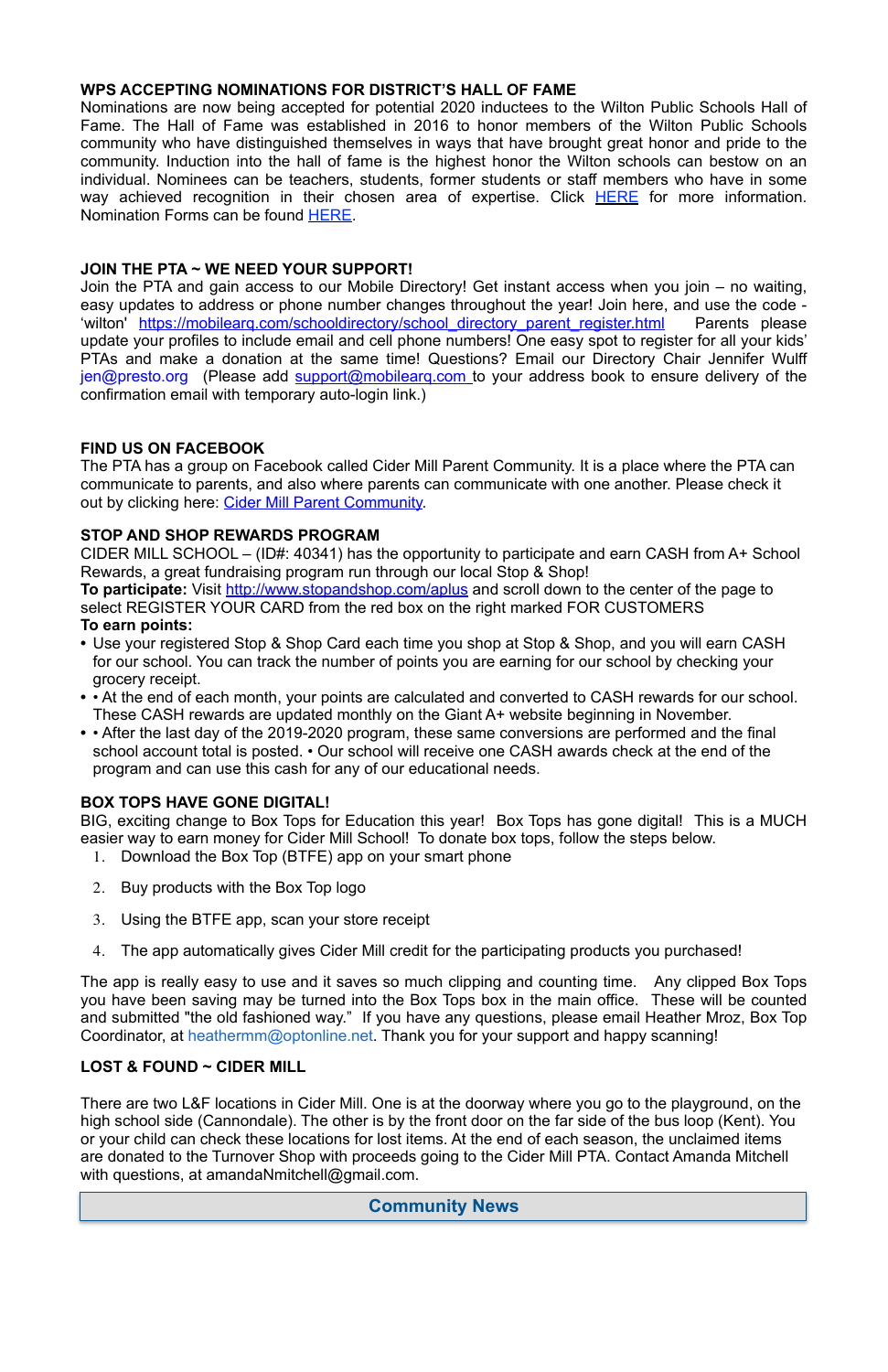### WPS ACCEPTING NOMINATIONS FOR DISTRICT'S HALL OF FAME

Nominations are now being accepted for potential 2020 inductees to the Wilton Public Schools Hall of Fame. The Hall of Fame was established in 2016 to honor members of the Wilton Public Schools community who have distinguished themselves in ways that have brought great honor and pride to the community. Induction into the hall of fame is the highest honor the Wilton schools can bestow on an individual. Nominees can be teachers, students, former students or staff members who have in some way achieved recognition in their chosen area of expertise. Click HERE for more information. Nomination Forms can be found HERE.

### JOIN THE PTA ~ WE NEED YOUR SUPPORT!

Join the PTA and gain access to our Mobile Directory! Get instant access when you join – no waiting, easy updates to address or phone number changes throughout the year! Join here, and use the code - 'wilton' https://mobilearq.com/schooldirectory/school_directory_parent_register.html Parents please update your profiles to include email and cell phone numbers! One easy spot to register for all your kids' PTAs and make a donation at the same time! Questions? Email our Directory Chair Jennifer Wulff jen@presto.org (Please add support@mobilearq.com to your address book to ensure delivery of the confirmation email with temporary auto-login link.)

### FIND US ON FACEBOOK

The PTA has a group on Facebook called Cider Mill Parent Community. It is a place where the PTA can communicate to parents, and also where parents can communicate with one another. Please check it out by clicking here: Cider Mill Parent Community.

### STOP AND SHOP REWARDS PROGRAM

CIDER MILL SCHOOL – (ID#: 40341) has the opportunity to participate and earn CASH from A+ School Rewards, a great fundraising program run through our local Stop & Shop!

**To participate:** Visit http://www.stopandshop.com/aplus and scroll down to the center of the page to select REGISTER YOUR CARD from the red box on the right marked FOR CUSTOMERS

**To earn points:**

- Use your registered Stop & Shop Card each time you shop at Stop & Shop, and you will earn CASH for our school. You can track the number of points you are earning for our school by checking your grocery receipt.
- • At the end of each month, your points are calculated and converted to CASH rewards for our school. These CASH rewards are updated monthly on the Giant A+ website beginning in November.
- • After the last day of the 2019-2020 program, these same conversions are performed and the final school account total is posted. • Our school will receive one CASH awards check at the end of the program and can use this cash for any of our educational needs.

### BOX TOPS HAVE GONE DIGITAL!

BIG, exciting change to Box Tops for Education this year! Box Tops has gone digital! This is a MUCH easier way to earn money for Cider Mill School! To donate box tops, follow the steps below.

1. Download the Box Top (BTFE) app on your smart phone
2. Buy products with the Box Top logo
3. Using the BTFE app, scan your store receipt
4. The app automatically gives Cider Mill credit for the participating products you purchased!

The app is really easy to use and it saves so much clipping and counting time. Any clipped Box Tops you have been saving may be turned into the Box Tops box in the main office. These will be counted and submitted "the old fashioned way." If you have any questions, please email Heather Mroz, Box Top Coordinator, at heathermm@optonline.net. Thank you for your support and happy scanning!

### LOST & FOUND ~ CIDER MILL

There are two L&F locations in Cider Mill. One is at the doorway where you go to the playground, on the high school side (Cannondale). The other is by the front door on the far side of the bus loop (Kent). You or your child can check these locations for lost items. At the end of each season, the unclaimed items are donated to the Turnover Shop with proceeds going to the Cider Mill PTA. Contact Amanda Mitchell with questions, at amandaNmitchell@gmail.com.

## Community News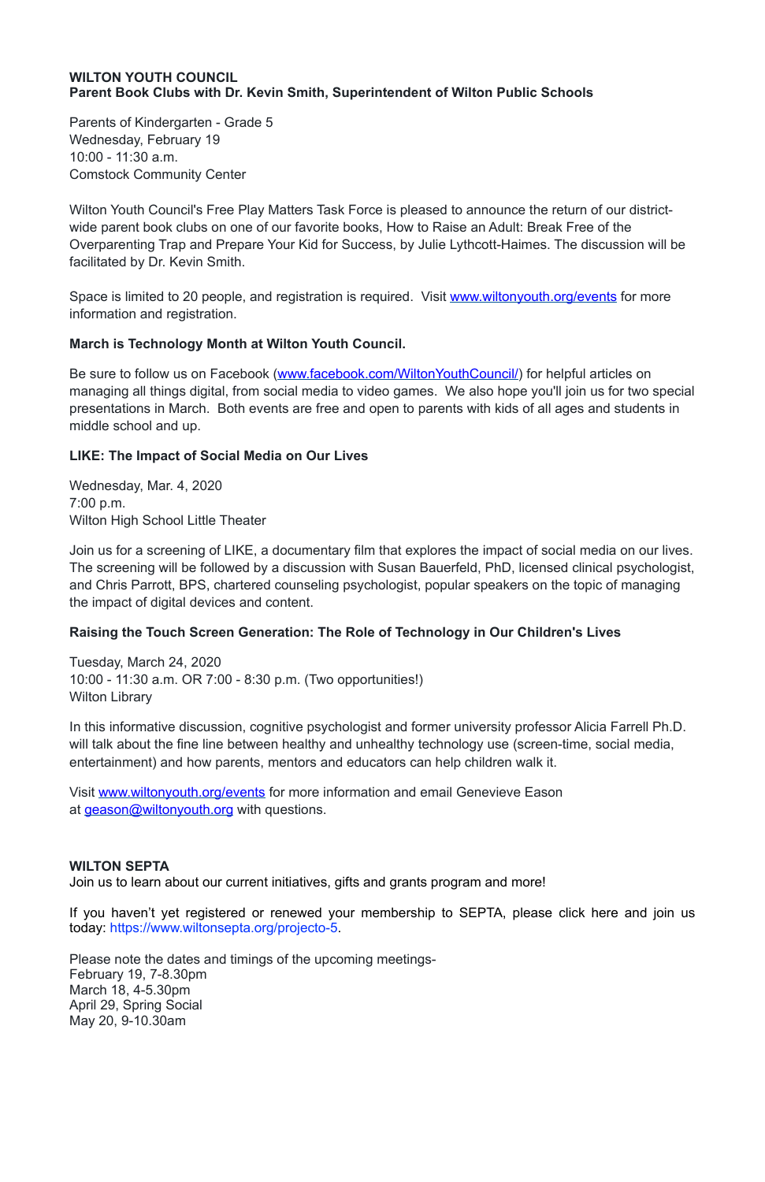**WILTON YOUTH COUNCIL**
**Parent Book Clubs with Dr. Kevin Smith, Superintendent of Wilton Public Schools**

Parents of Kindergarten - Grade 5
Wednesday, February 19
10:00 - 11:30 a.m.
Comstock Community Center

Wilton Youth Council's Free Play Matters Task Force is pleased to announce the return of our district-wide parent book clubs on one of our favorite books, How to Raise an Adult: Break Free of the Overparenting Trap and Prepare Your Kid for Success, by Julie Lythcott-Haimes. The discussion will be facilitated by Dr. Kevin Smith.

Space is limited to 20 people, and registration is required. Visit www.wiltonyouth.org/events for more information and registration.

**March is Technology Month at Wilton Youth Council.**

Be sure to follow us on Facebook (www.facebook.com/WiltonYouthCouncil/) for helpful articles on managing all things digital, from social media to video games. We also hope you'll join us for two special presentations in March. Both events are free and open to parents with kids of all ages and students in middle school and up.

**LIKE: The Impact of Social Media on Our Lives**

Wednesday, Mar. 4, 2020
7:00 p.m.
Wilton High School Little Theater

Join us for a screening of LIKE, a documentary film that explores the impact of social media on our lives. The screening will be followed by a discussion with Susan Bauerfeld, PhD, licensed clinical psychologist, and Chris Parrott, BPS, chartered counseling psychologist, popular speakers on the topic of managing the impact of digital devices and content.

**Raising the Touch Screen Generation: The Role of Technology in Our Children's Lives**

Tuesday, March 24, 2020
10:00 - 11:30 a.m. OR 7:00 - 8:30 p.m. (Two opportunities!)
Wilton Library

In this informative discussion, cognitive psychologist and former university professor Alicia Farrell Ph.D. will talk about the fine line between healthy and unhealthy technology use (screen-time, social media, entertainment) and how parents, mentors and educators can help children walk it.

Visit www.wiltonyouth.org/events for more information and email Genevieve Eason at geason@wiltonyouth.org with questions.

**WILTON SEPTA**
Join us to learn about our current initiatives, gifts and grants program and more!

If you haven't yet registered or renewed your membership to SEPTA, please click here and join us today: https://www.wiltonsepta.org/projecto-5.

Please note the dates and timings of the upcoming meetings-
February 19, 7-8.30pm
March 18, 4-5.30pm
April 29, Spring Social
May 20, 9-10.30am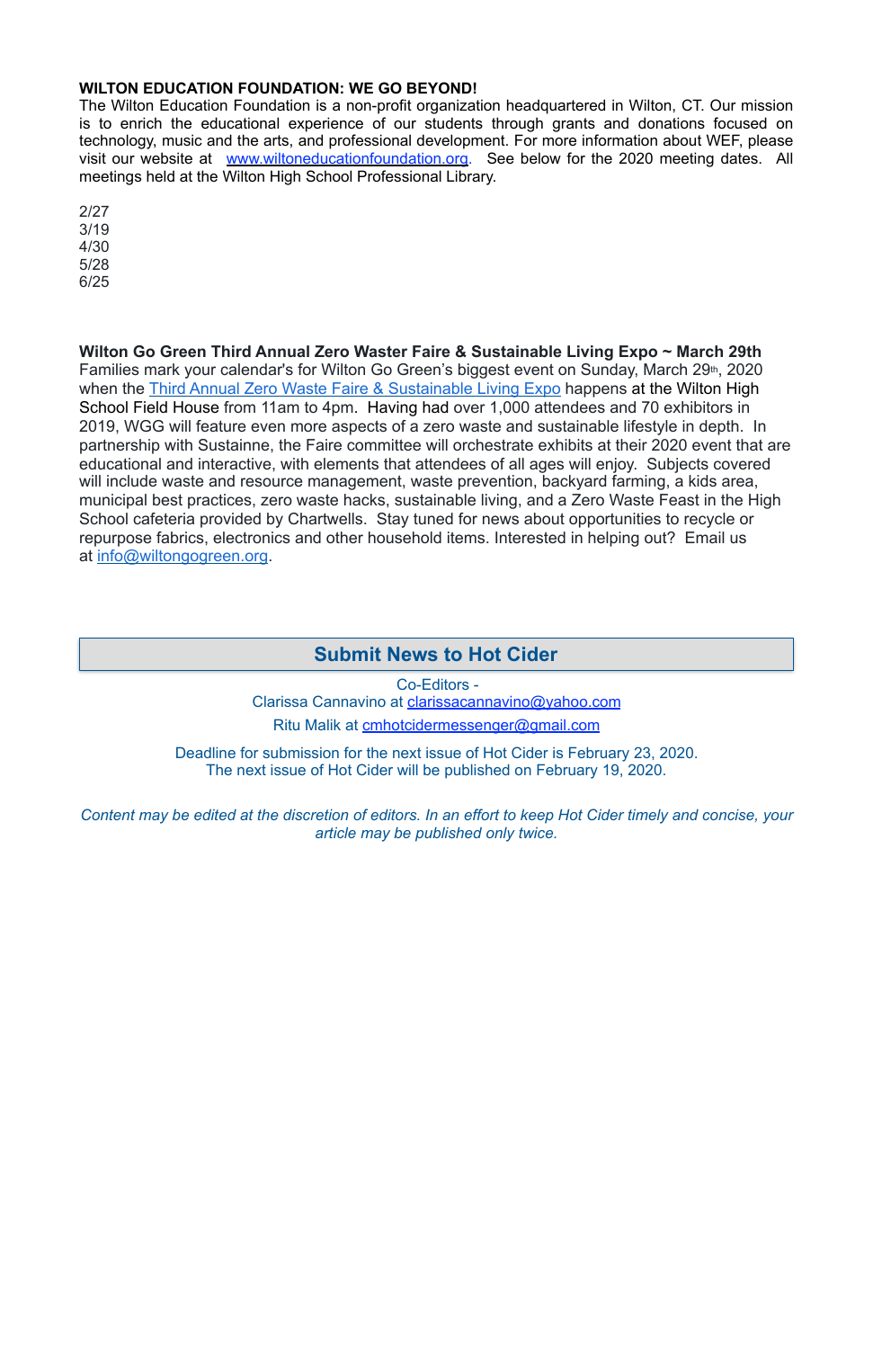**WILTON EDUCATION FOUNDATION: WE GO BEYOND!**

The Wilton Education Foundation is a non-profit organization headquartered in Wilton, CT. Our mission is to enrich the educational experience of our students through grants and donations focused on technology, music and the arts, and professional development. For more information about WEF, please visit our website at [www.wiltoneducationfoundation.org](http://www.wiltoneducationfoundation.org). See below for the 2020 meeting dates. All meetings held at the Wilton High School Professional Library.

2/27
3/19
4/30
5/28
6/25

**Wilton Go Green Third Annual Zero Waster Faire & Sustainable Living Expo ~ March 29th**

Families mark your calendar's for Wilton Go Green's biggest event on Sunday, March 29th, 2020 when the [Third Annual Zero Waste Faire & Sustainable Living Expo](#) happens at the Wilton High School Field House from 11am to 4pm. Having had over 1,000 attendees and 70 exhibitors in 2019, WGG will feature even more aspects of a zero waste and sustainable lifestyle in depth. In partnership with Sustainne, the Faire committee will orchestrate exhibits at their 2020 event that are educational and interactive, with elements that attendees of all ages will enjoy. Subjects covered will include waste and resource management, waste prevention, backyard farming, a kids area, municipal best practices, zero waste hacks, sustainable living, and a Zero Waste Feast in the High School cafeteria provided by Chartwells. Stay tuned for news about opportunities to recycle or repurpose fabrics, electronics and other household items. Interested in helping out? Email us at [info@wiltongogreen.org](mailto:info@wiltongogreen.org).

## Submit News to Hot Cider

Co-Editors -
Clarissa Cannavino at [clarissacannavino@yahoo.com](mailto:clarissacannavino@yahoo.com)

Ritu Malik at [cmhotcidermessenger@gmail.com](mailto:cmhotcidermessenger@gmail.com)

Deadline for submission for the next issue of Hot Cider is February 23, 2020.
The next issue of Hot Cider will be published on February 19, 2020.

*Content may be edited at the discretion of editors. In an effort to keep Hot Cider timely and concise, your article may be published only twice.*